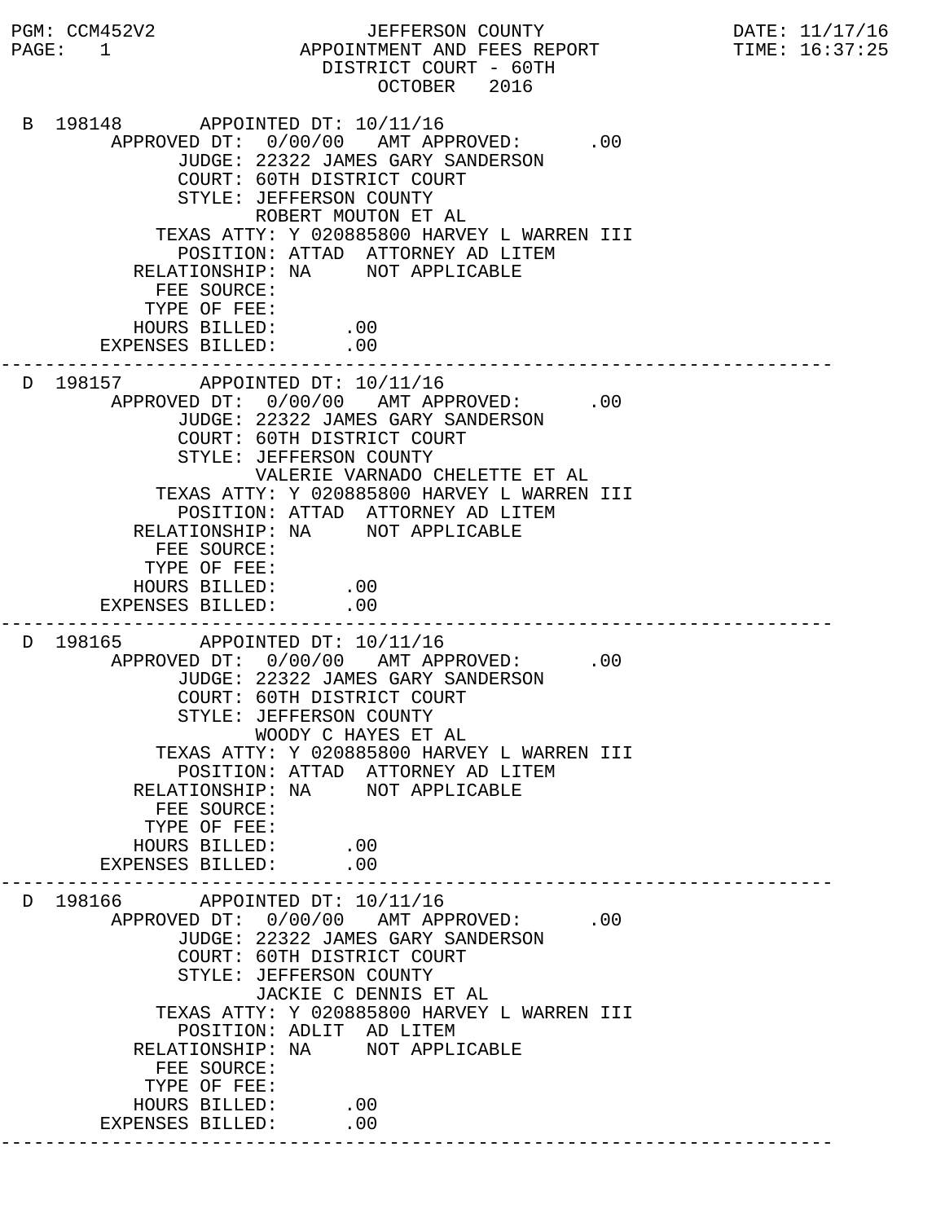PGM: CCM452V2 JEFFERSON COUNTY DATE: 11/17/16
PAGE: 1 APPOINTMENT AND FEES REPORT TIME: 16:37:25

DISTRICT COURT - 60TH
OCTOBER 2016

```
B 198148       APPOINTED DT: 10/11/16
       APPROVED DT:  0/00/00   AMT APPROVED:      .00
             JUDGE: 22322 JAMES GARY SANDERSON
             COURT: 60TH DISTRICT COURT
             STYLE: JEFFERSON COUNTY
                    ROBERT MOUTON ET AL
         TEXAS ATTY: Y 020885800 HARVEY L WARREN III
           POSITION: ATTAD  ATTORNEY AD LITEM
       RELATIONSHIP: NA     NOT APPLICABLE
         FEE SOURCE:
        TYPE OF FEE:
       HOURS BILLED:      .00
    EXPENSES BILLED:      .00
-------------------------------------------------------------------------
D 198157       APPOINTED DT: 10/11/16
       APPROVED DT:  0/00/00   AMT APPROVED:      .00
             JUDGE: 22322 JAMES GARY SANDERSON
             COURT: 60TH DISTRICT COURT
             STYLE: JEFFERSON COUNTY
                    VALERIE VARNADO CHELETTE ET AL
         TEXAS ATTY: Y 020885800 HARVEY L WARREN III
           POSITION: ATTAD  ATTORNEY AD LITEM
       RELATIONSHIP: NA     NOT APPLICABLE
         FEE SOURCE:
        TYPE OF FEE:
       HOURS BILLED:      .00
    EXPENSES BILLED:      .00
-------------------------------------------------------------------------
D 198165       APPOINTED DT: 10/11/16
       APPROVED DT:  0/00/00   AMT APPROVED:      .00
             JUDGE: 22322 JAMES GARY SANDERSON
             COURT: 60TH DISTRICT COURT
             STYLE: JEFFERSON COUNTY
                    WOODY C HAYES ET AL
         TEXAS ATTY: Y 020885800 HARVEY L WARREN III
           POSITION: ATTAD  ATTORNEY AD LITEM
       RELATIONSHIP: NA     NOT APPLICABLE
         FEE SOURCE:
        TYPE OF FEE:
       HOURS BILLED:      .00
    EXPENSES BILLED:      .00
-------------------------------------------------------------------------
D 198166       APPOINTED DT: 10/11/16
       APPROVED DT:  0/00/00   AMT APPROVED:      .00
             JUDGE: 22322 JAMES GARY SANDERSON
             COURT: 60TH DISTRICT COURT
             STYLE: JEFFERSON COUNTY
                    JACKIE C DENNIS ET AL
         TEXAS ATTY: Y 020885800 HARVEY L WARREN III
           POSITION: ADLIT  AD LITEM
       RELATIONSHIP: NA     NOT APPLICABLE
         FEE SOURCE:
        TYPE OF FEE:
       HOURS BILLED:      .00
    EXPENSES BILLED:      .00
-------------------------------------------------------------------------
```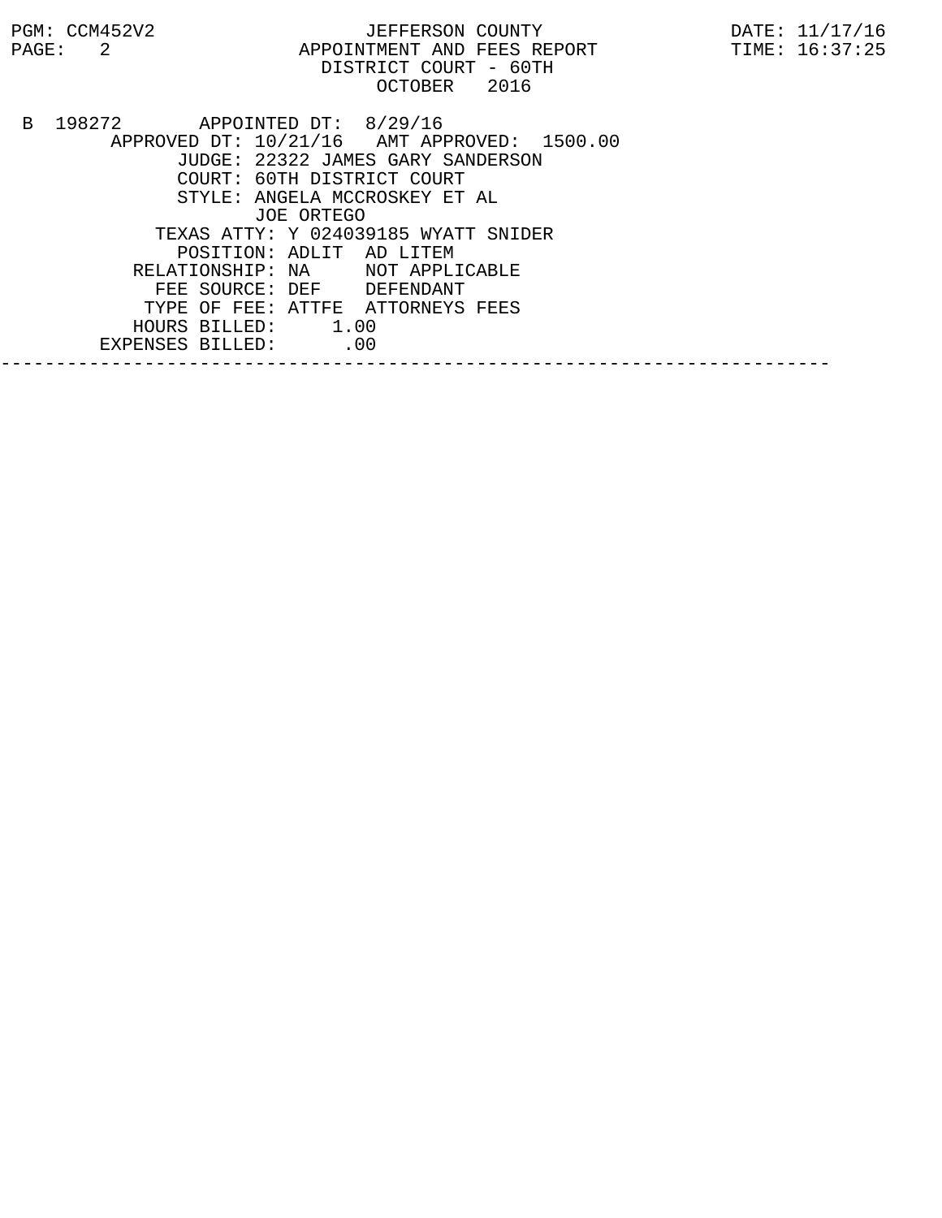PGM: CCM452V2

JEFFERSON COUNTY
APPOINTMENT AND FEES REPORT
DISTRICT COURT - 60TH
OCTOBER 2016

DATE: 11/17/16
TIME: 16:37:25

```
B  198272       APPOINTED DT:  8/29/16
        APPROVED DT: 10/21/16   AMT APPROVED:  1500.00
              JUDGE: 22322 JAMES GARY SANDERSON
              COURT: 60TH DISTRICT COURT
              STYLE: ANGELA MCCROSKEY ET AL
                     JOE ORTEGO
         TEXAS ATTY: Y 024039185 WYATT SNIDER
           POSITION: ADLIT  AD LITEM
       RELATIONSHIP: NA     NOT APPLICABLE
         FEE SOURCE: DEF    DEFENDANT
        TYPE OF FEE: ATTFE  ATTORNEYS FEES
       HOURS BILLED:      1.00
    EXPENSES BILLED:       .00
```

---